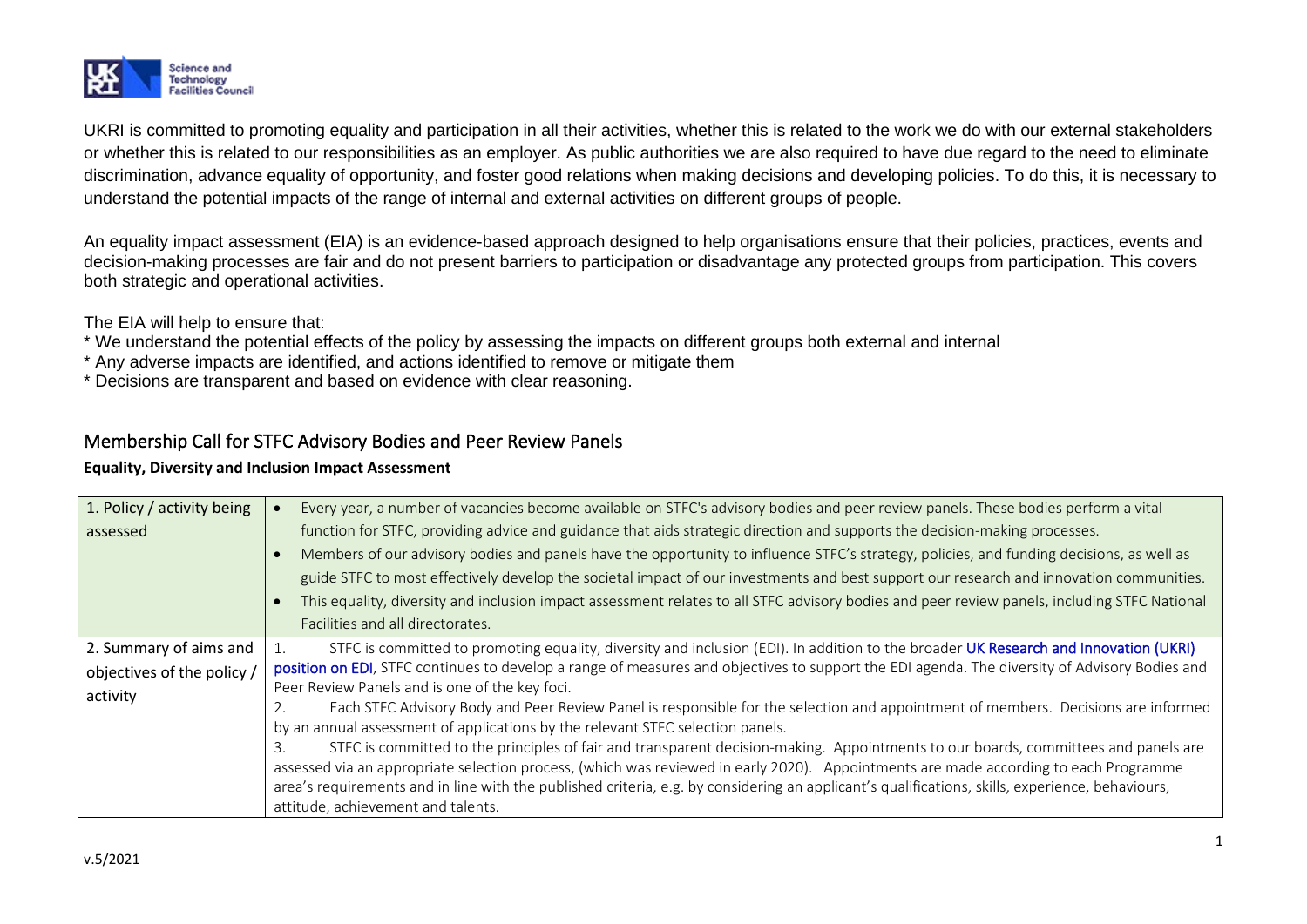UKRI is committed to promoting equality and participation in all their activities, whether this is related to the work we do with our external stakeholders or whether this is related to our responsibilities as an employer. As public authorities we are also required to have due regard to the need to eliminate discrimination, advance equality of opportunity, and foster good relations when making decisions and developing policies. To do this, it is necessary to understand the potential impacts of the range of internal and external activities on different groups of people.

An equality impact assessment (EIA) is an evidence-based approach designed to help organisations ensure that their policies, practices, events and decision-making processes are fair and do not present barriers to participation or disadvantage any protected groups from participation. This covers both strategic and operational activities.

The EIA will help to ensure that:

* We understand the potential effects of the policy by assessing the impacts on different groups both external and internal
* Any adverse impacts are identified, and actions identified to remove or mitigate them
* Decisions are transparent and based on evidence with clear reasoning.

## Membership Call for STFC Advisory Bodies and Peer Review Panels

**Equality, Diversity and Inclusion Impact Assessment**

| | |
|---|---|
| 1. Policy / activity being assessed | • Every year, a number of vacancies become available on STFC's advisory bodies and peer review panels. These bodies perform a vital function for STFC, providing advice and guidance that aids strategic direction and supports the decision-making processes.<br>• Members of our advisory bodies and panels have the opportunity to influence STFC's strategy, policies, and funding decisions, as well as guide STFC to most effectively develop the societal impact of our investments and best support our research and innovation communities.<br>• This equality, diversity and inclusion impact assessment relates to all STFC advisory bodies and peer review panels, including STFC National Facilities and all directorates. |
| 2. Summary of aims and objectives of the policy / activity | 1. STFC is committed to promoting equality, diversity and inclusion (EDI). In addition to the broader UK Research and Innovation (UKRI) position on EDI, STFC continues to develop a range of measures and objectives to support the EDI agenda. The diversity of Advisory Bodies and Peer Review Panels and is one of the key foci.<br>2. Each STFC Advisory Body and Peer Review Panel is responsible for the selection and appointment of members. Decisions are informed by an annual assessment of applications by the relevant STFC selection panels.<br>3. STFC is committed to the principles of fair and transparent decision-making. Appointments to our boards, committees and panels are assessed via an appropriate selection process, (which was reviewed in early 2020). Appointments are made according to each Programme area's requirements and in line with the published criteria, e.g. by considering an applicant's qualifications, skills, experience, behaviours, attitude, achievement and talents. |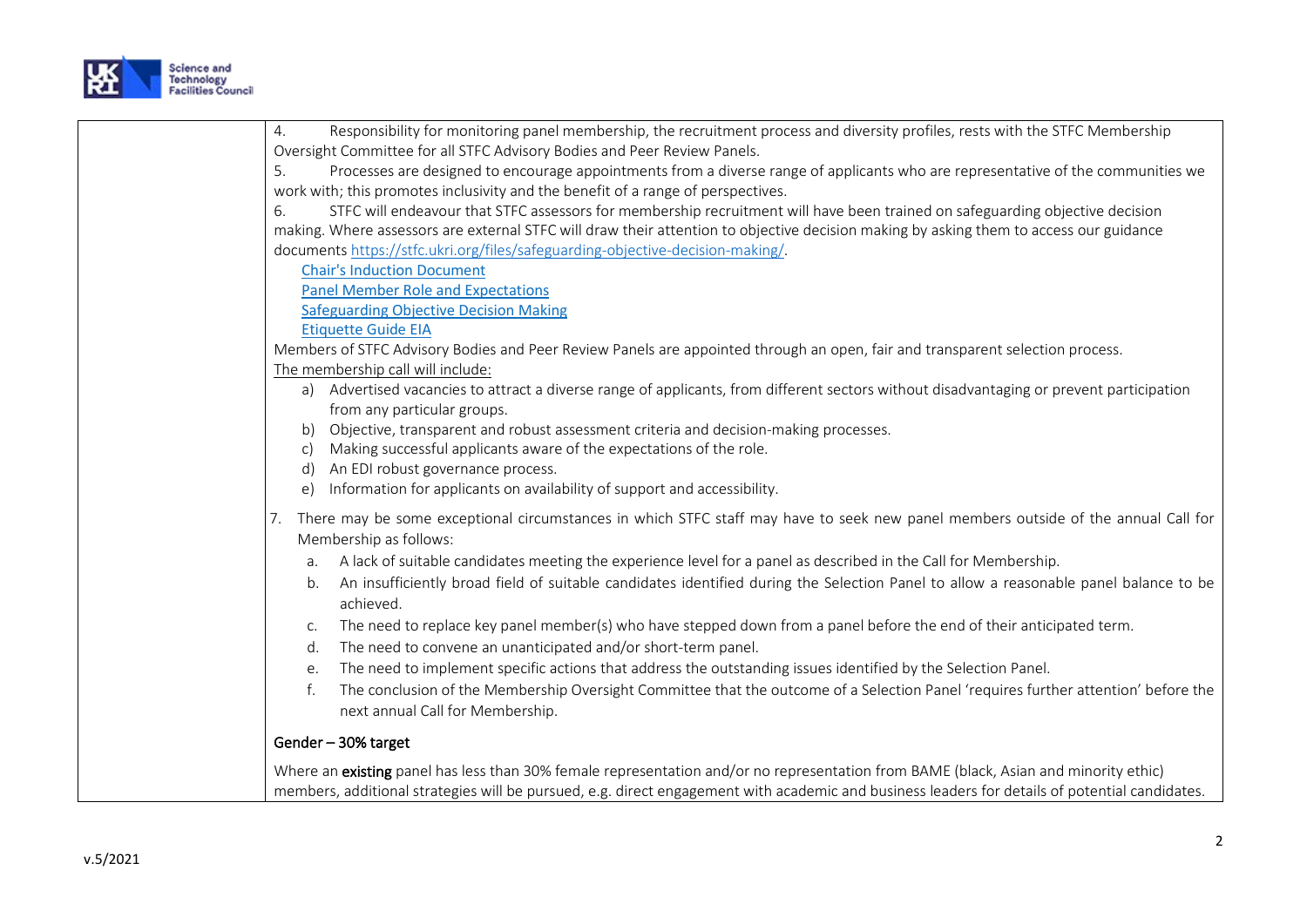4. Responsibility for monitoring panel membership, the recruitment process and diversity profiles, rests with the STFC Membership Oversight Committee for all STFC Advisory Bodies and Peer Review Panels.

5. Processes are designed to encourage appointments from a diverse range of applicants who are representative of the communities we work with; this promotes inclusivity and the benefit of a range of perspectives.

6. STFC will endeavour that STFC assessors for membership recruitment will have been trained on safeguarding objective decision making. Where assessors are external STFC will draw their attention to objective decision making by asking them to access our guidance documents https://stfc.ukri.org/files/safeguarding-objective-decision-making/.

[Chair's Induction Document]
[Panel Member Role and Expectations]
[Safeguarding Objective Decision Making]
[Etiquette Guide EIA]

Members of STFC Advisory Bodies and Peer Review Panels are appointed through an open, fair and transparent selection process.

The membership call will include:

a) Advertised vacancies to attract a diverse range of applicants, from different sectors without disadvantaging or prevent participation from any particular groups.
b) Objective, transparent and robust assessment criteria and decision-making processes.
c) Making successful applicants aware of the expectations of the role.
d) An EDI robust governance process.
e) Information for applicants on availability of support and accessibility.

7. There may be some exceptional circumstances in which STFC staff may have to seek new panel members outside of the annual Call for Membership as follows:

   a. A lack of suitable candidates meeting the experience level for a panel as described in the Call for Membership.
   b. An insufficiently broad field of suitable candidates identified during the Selection Panel to allow a reasonable panel balance to be achieved.
   c. The need to replace key panel member(s) who have stepped down from a panel before the end of their anticipated term.
   d. The need to convene an unanticipated and/or short-term panel.
   e. The need to implement specific actions that address the outstanding issues identified by the Selection Panel.
   f. The conclusion of the Membership Oversight Committee that the outcome of a Selection Panel 'requires further attention' before the next annual Call for Membership.

Gender – 30% target

Where an **existing** panel has less than 30% female representation and/or no representation from BAME (black, Asian and minority ethic) members, additional strategies will be pursued, e.g. direct engagement with academic and business leaders for details of potential candidates.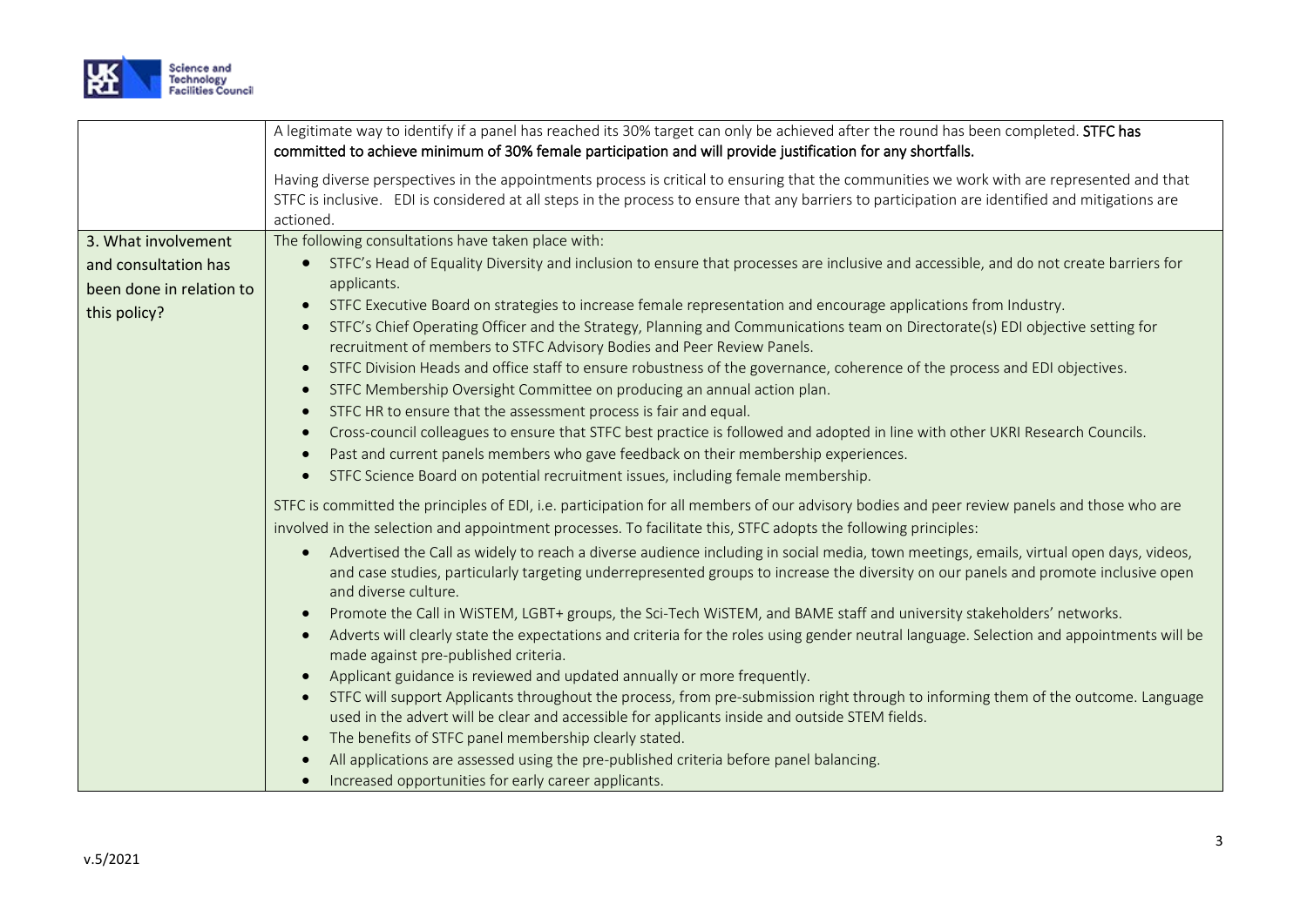| | |
|---|---|
| | A legitimate way to identify if a panel has reached its 30% target can only be achieved after the round has been completed. **STFC has committed to achieve minimum of 30% female participation and will provide justification for any shortfalls.**<br><br>Having diverse perspectives in the appointments process is critical to ensuring that the communities we work with are represented and that STFC is inclusive. EDI is considered at all steps in the process to ensure that any barriers to participation are identified and mitigations are actioned. |
| 3. What involvement and consultation has been done in relation to this policy? | The following consultations have taken place with:<br>• STFC's Head of Equality Diversity and inclusion to ensure that processes are inclusive and accessible, and do not create barriers for applicants.<br>• STFC Executive Board on strategies to increase female representation and encourage applications from Industry.<br>• STFC's Chief Operating Officer and the Strategy, Planning and Communications team on Directorate(s) EDI objective setting for recruitment of members to STFC Advisory Bodies and Peer Review Panels.<br>• STFC Division Heads and office staff to ensure robustness of the governance, coherence of the process and EDI objectives.<br>• STFC Membership Oversight Committee on producing an annual action plan.<br>• STFC HR to ensure that the assessment process is fair and equal.<br>• Cross-council colleagues to ensure that STFC best practice is followed and adopted in line with other UKRI Research Councils.<br>• Past and current panels members who gave feedback on their membership experiences.<br>• STFC Science Board on potential recruitment issues, including female membership.<br><br>STFC is committed the principles of EDI, i.e. participation for all members of our advisory bodies and peer review panels and those who are involved in the selection and appointment processes. To facilitate this, STFC adopts the following principles:<br>• Advertised the Call as widely to reach a diverse audience including in social media, town meetings, emails, virtual open days, videos, and case studies, particularly targeting underrepresented groups to increase the diversity on our panels and promote inclusive open and diverse culture.<br>• Promote the Call in WiSTEM, LGBT+ groups, the Sci-Tech WiSTEM, and BAME staff and university stakeholders' networks.<br>• Adverts will clearly state the expectations and criteria for the roles using gender neutral language. Selection and appointments will be made against pre-published criteria.<br>• Applicant guidance is reviewed and updated annually or more frequently.<br>• STFC will support Applicants throughout the process, from pre-submission right through to informing them of the outcome. Language used in the advert will be clear and accessible for applicants inside and outside STEM fields.<br>• The benefits of STFC panel membership clearly stated.<br>• All applications are assessed using the pre-published criteria before panel balancing.<br>• Increased opportunities for early career applicants. |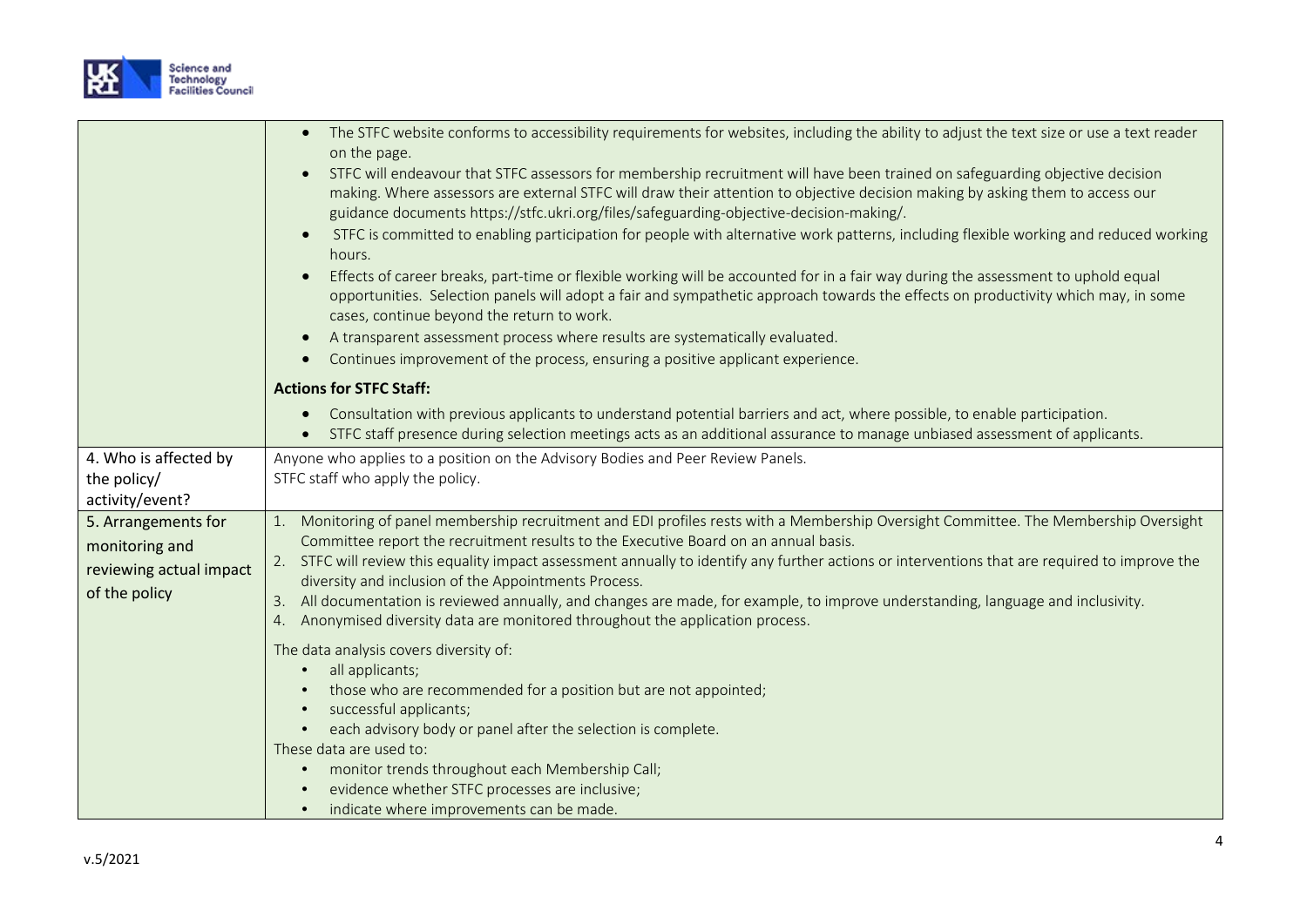| | |
|---|---|
| | • The STFC website conforms to accessibility requirements for websites, including the ability to adjust the text size or use a text reader on the page.<br>• STFC will endeavour that STFC assessors for membership recruitment will have been trained on safeguarding objective decision making. Where assessors are external STFC will draw their attention to objective decision making by asking them to access our guidance documents https://stfc.ukri.org/files/safeguarding-objective-decision-making/.<br>• STFC is committed to enabling participation for people with alternative work patterns, including flexible working and reduced working hours.<br>• Effects of career breaks, part-time or flexible working will be accounted for in a fair way during the assessment to uphold equal opportunities. Selection panels will adopt a fair and sympathetic approach towards the effects on productivity which may, in some cases, continue beyond the return to work.<br>• A transparent assessment process where results are systematically evaluated.<br>• Continues improvement of the process, ensuring a positive applicant experience.<br><br>**Actions for STFC Staff:**<br>• Consultation with previous applicants to understand potential barriers and act, where possible, to enable participation.<br>• STFC staff presence during selection meetings acts as an additional assurance to manage unbiased assessment of applicants. |
| 4. Who is affected by the policy/ activity/event? | Anyone who applies to a position on the Advisory Bodies and Peer Review Panels.<br>STFC staff who apply the policy. |
| 5. Arrangements for monitoring and reviewing actual impact of the policy | 1. Monitoring of panel membership recruitment and EDI profiles rests with a Membership Oversight Committee. The Membership Oversight Committee report the recruitment results to the Executive Board on an annual basis.<br>2. STFC will review this equality impact assessment annually to identify any further actions or interventions that are required to improve the diversity and inclusion of the Appointments Process.<br>3. All documentation is reviewed annually, and changes are made, for example, to improve understanding, language and inclusivity.<br>4. Anonymised diversity data are monitored throughout the application process.<br><br>The data analysis covers diversity of:<br>• all applicants;<br>• those who are recommended for a position but are not appointed;<br>• successful applicants;<br>• each advisory body or panel after the selection is complete.<br>These data are used to:<br>• monitor trends throughout each Membership Call;<br>• evidence whether STFC processes are inclusive;<br>• indicate where improvements can be made. |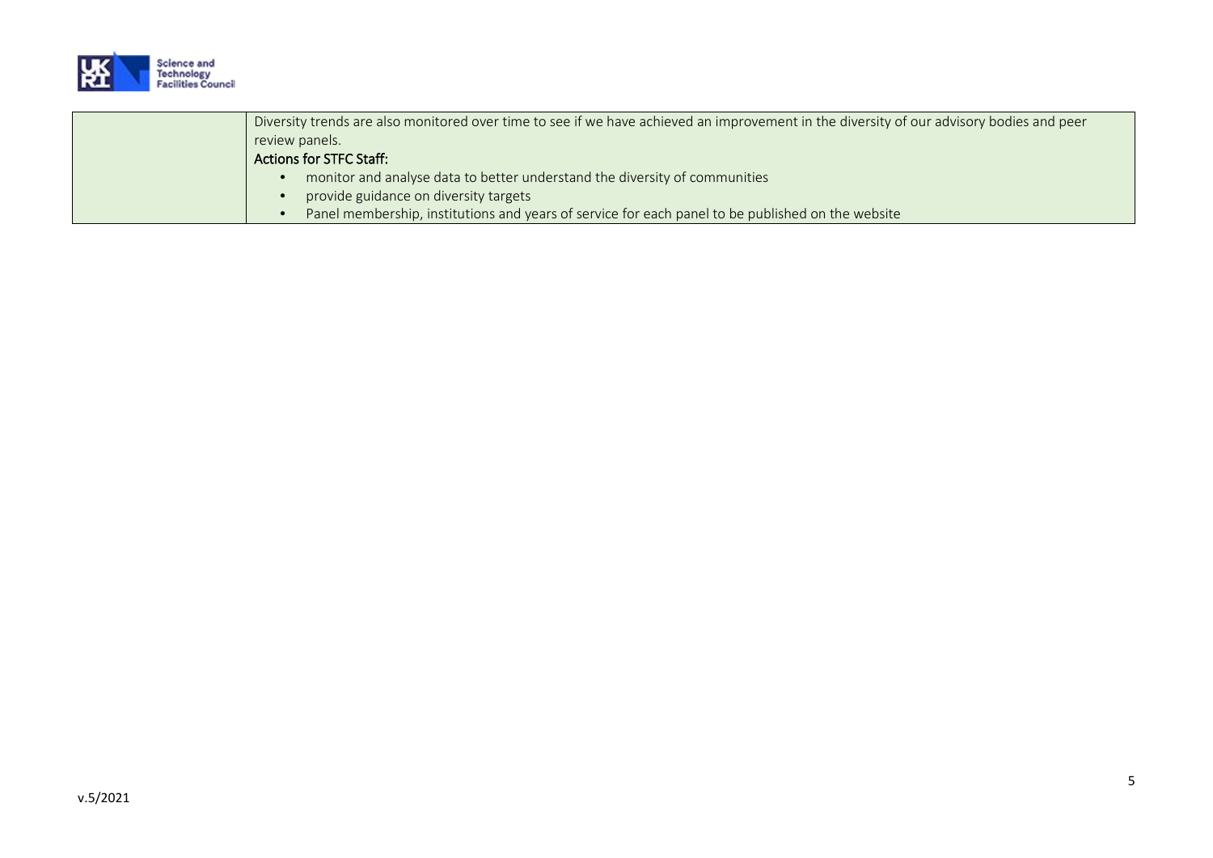| | |
|---|---|
| | Diversity trends are also monitored over time to see if we have achieved an improvement in the diversity of our advisory bodies and peer review panels.<br>**Actions for STFC Staff:**<br>• monitor and analyse data to better understand the diversity of communities<br>• provide guidance on diversity targets<br>• Panel membership, institutions and years of service for each panel to be published on the website |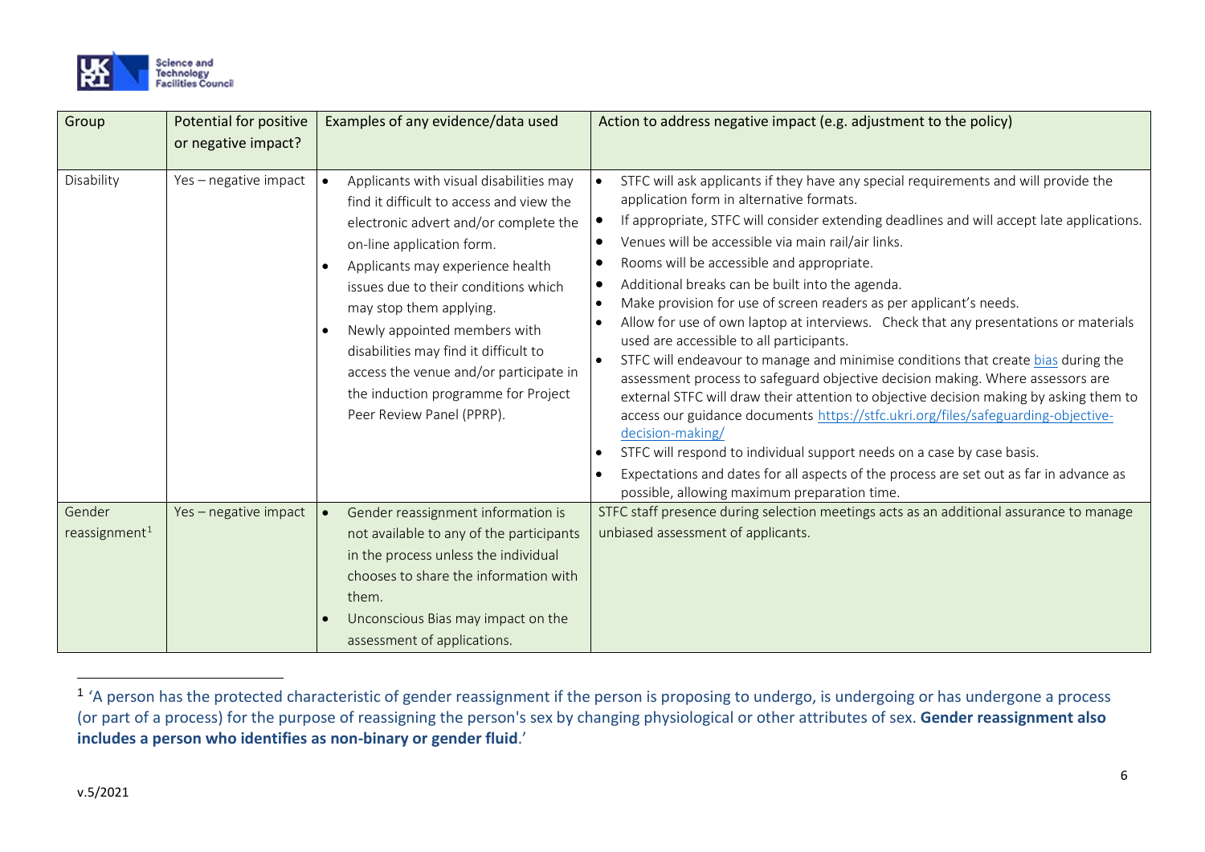| Group | Potential for positive or negative impact? | Examples of any evidence/data used | Action to address negative impact (e.g. adjustment to the policy) |
|---|---|---|---|
| Disability | Yes – negative impact | • Applicants with visual disabilities may find it difficult to access and view the electronic advert and/or complete the on-line application form.<br>• Applicants may experience health issues due to their conditions which may stop them applying.<br>• Newly appointed members with disabilities may find it difficult to access the venue and/or participate in the induction programme for Project Peer Review Panel (PPRP). | • STFC will ask applicants if they have any special requirements and will provide the application form in alternative formats.<br>• If appropriate, STFC will consider extending deadlines and will accept late applications.<br>• Venues will be accessible via main rail/air links.<br>• Rooms will be accessible and appropriate.<br>• Additional breaks can be built into the agenda.<br>• Make provision for use of screen readers as per applicant's needs.<br>• Allow for use of own laptop at interviews. Check that any presentations or materials used are accessible to all participants.<br>• STFC will endeavour to manage and minimise conditions that create bias during the assessment process to safeguard objective decision making. Where assessors are external STFC will draw their attention to objective decision making by asking them to access our guidance documents https://stfc.ukri.org/files/safeguarding-objective-decision-making/<br>• STFC will respond to individual support needs on a case by case basis.<br>• Expectations and dates for all aspects of the process are set out as far in advance as possible, allowing maximum preparation time. |
| Gender reassignment[1] | Yes – negative impact | • Gender reassignment information is not available to any of the participants in the process unless the individual chooses to share the information with them.<br>• Unconscious Bias may impact on the assessment of applications. | STFC staff presence during selection meetings acts as an additional assurance to manage unbiased assessment of applicants. |

[1] 'A person has the protected characteristic of gender reassignment if the person is proposing to undergo, is undergoing or has undergone a process (or part of a process) for the purpose of reassigning the person's sex by changing physiological or other attributes of sex. **Gender reassignment also includes a person who identifies as non-binary or gender fluid**.'

v.5/2021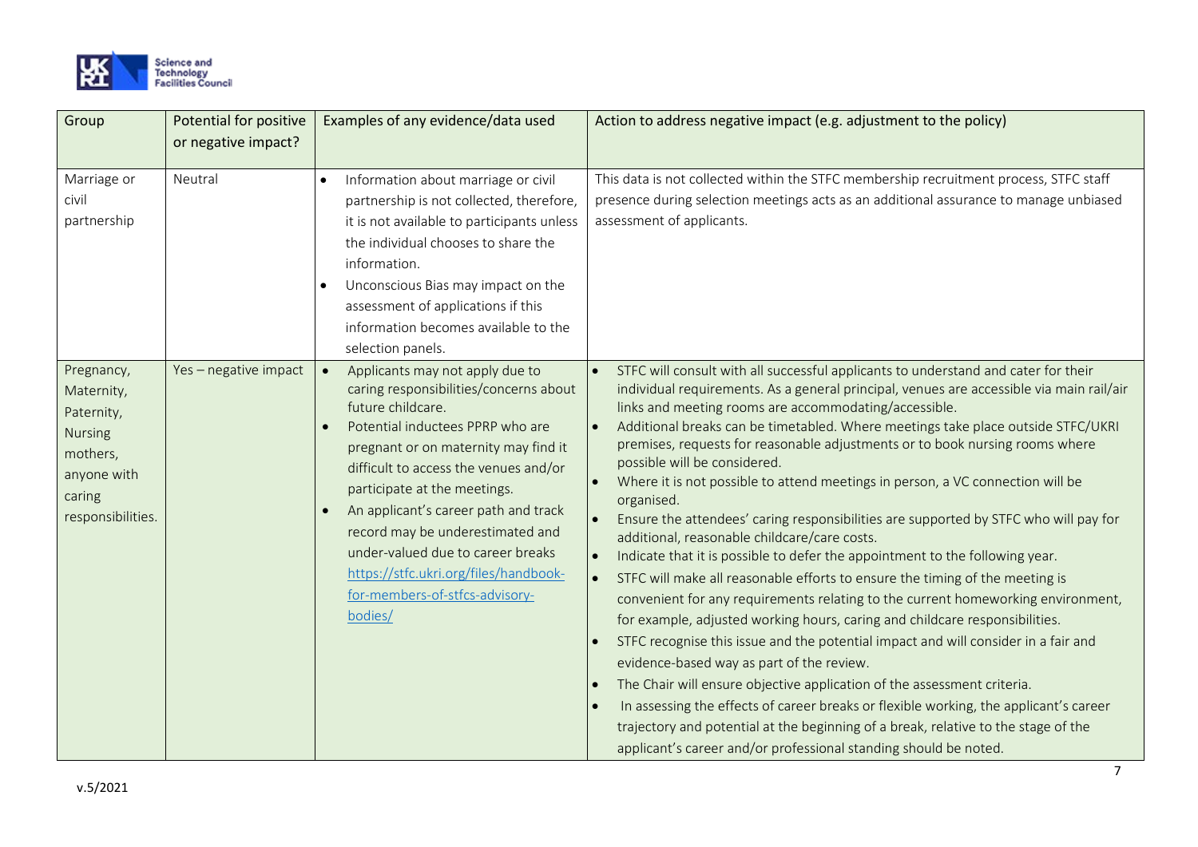| Group | Potential for positive or negative impact? | Examples of any evidence/data used | Action to address negative impact (e.g. adjustment to the policy) |
|---|---|---|---|
| Marriage or civil partnership | Neutral | • Information about marriage or civil partnership is not collected, therefore, it is not available to participants unless the individual chooses to share the information.<br>• Unconscious Bias may impact on the assessment of applications if this information becomes available to the selection panels. | This data is not collected within the STFC membership recruitment process, STFC staff presence during selection meetings acts as an additional assurance to manage unbiased assessment of applicants. |
| Pregnancy, Maternity, Paternity, Nursing mothers, anyone with caring responsibilities. | Yes – negative impact | • Applicants may not apply due to caring responsibilities/concerns about future childcare.<br>• Potential inductees PPRP who are pregnant or on maternity may find it difficult to access the venues and/or participate at the meetings.<br>• An applicant's career path and track record may be underestimated and under-valued due to career breaks https://stfc.ukri.org/files/handbook-for-members-of-stfcs-advisory-bodies/ | • STFC will consult with all successful applicants to understand and cater for their individual requirements. As a general principal, venues are accessible via main rail/air links and meeting rooms are accommodating/accessible.<br>• Additional breaks can be timetabled. Where meetings take place outside STFC/UKRI premises, requests for reasonable adjustments or to book nursing rooms where possible will be considered.<br>• Where it is not possible to attend meetings in person, a VC connection will be organised.<br>• Ensure the attendees' caring responsibilities are supported by STFC who will pay for additional, reasonable childcare/care costs.<br>• Indicate that it is possible to defer the appointment to the following year.<br>• STFC will make all reasonable efforts to ensure the timing of the meeting is convenient for any requirements relating to the current homeworking environment, for example, adjusted working hours, caring and childcare responsibilities.<br>• STFC recognise this issue and the potential impact and will consider in a fair and evidence-based way as part of the review.<br>• The Chair will ensure objective application of the assessment criteria.<br>• In assessing the effects of career breaks or flexible working, the applicant's career trajectory and potential at the beginning of a break, relative to the stage of the applicant's career and/or professional standing should be noted. |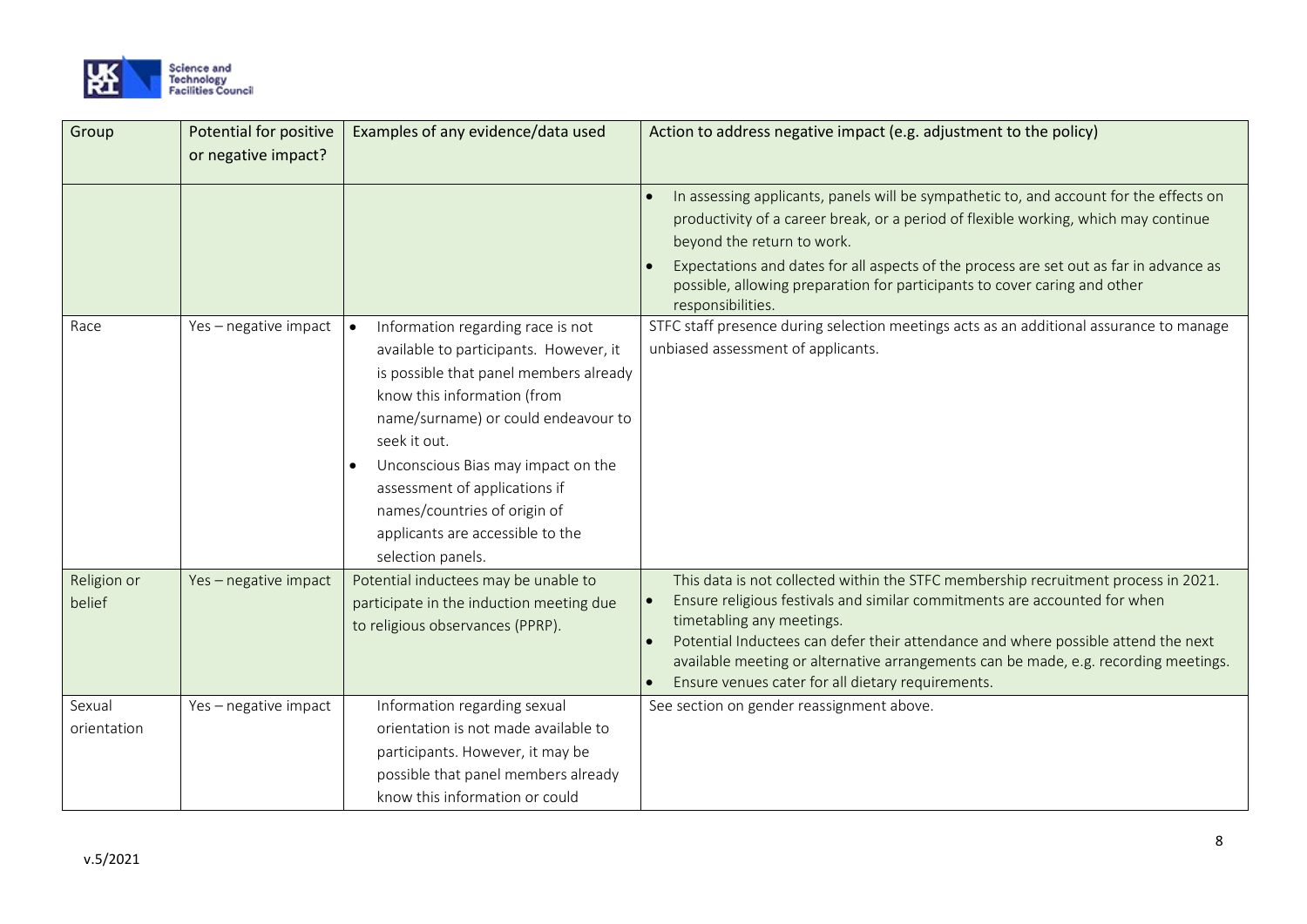| Group | Potential for positive or negative impact? | Examples of any evidence/data used | Action to address negative impact (e.g. adjustment to the policy) |
|---|---|---|---|
| | | | • In assessing applicants, panels will be sympathetic to, and account for the effects on productivity of a career break, or a period of flexible working, which may continue beyond the return to work.<br>• Expectations and dates for all aspects of the process are set out as far in advance as possible, allowing preparation for participants to cover caring and other responsibilities. |
| Race | Yes – negative impact | • Information regarding race is not available to participants. However, it is possible that panel members already know this information (from name/surname) or could endeavour to seek it out.<br>• Unconscious Bias may impact on the assessment of applications if names/countries of origin of applicants are accessible to the selection panels. | STFC staff presence during selection meetings acts as an additional assurance to manage unbiased assessment of applicants. |
| Religion or belief | Yes – negative impact | Potential inductees may be unable to participate in the induction meeting due to religious observances (PPRP). | This data is not collected within the STFC membership recruitment process in 2021.<br>• Ensure religious festivals and similar commitments are accounted for when timetabling any meetings.<br>• Potential Inductees can defer their attendance and where possible attend the next available meeting or alternative arrangements can be made, e.g. recording meetings.<br>• Ensure venues cater for all dietary requirements. |
| Sexual orientation | Yes – negative impact | Information regarding sexual orientation is not made available to participants. However, it may be possible that panel members already know this information or could | See section on gender reassignment above. |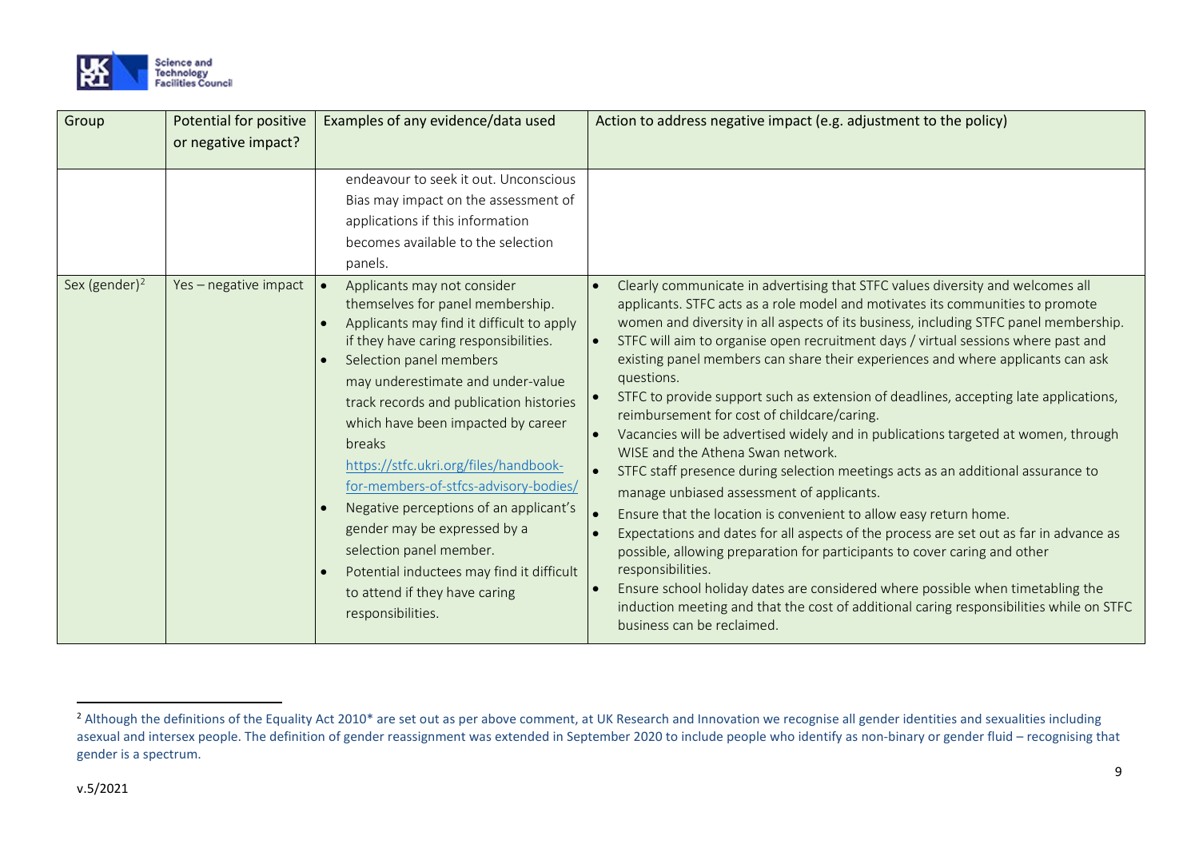| Group | Potential for positive or negative impact? | Examples of any evidence/data used | Action to address negative impact (e.g. adjustment to the policy) |
|---|---|---|---|
| | | endeavour to seek it out. Unconscious Bias may impact on the assessment of applications if this information becomes available to the selection panels. | |
| Sex (gender)[2] | Yes – negative impact | • Applicants may not consider themselves for panel membership.<br>• Applicants may find it difficult to apply if they have caring responsibilities.<br>• Selection panel members may underestimate and under-value track records and publication histories which have been impacted by career breaks https://stfc.ukri.org/files/handbook-for-members-of-stfcs-advisory-bodies/<br>• Negative perceptions of an applicant's gender may be expressed by a selection panel member.<br>• Potential inductees may find it difficult to attend if they have caring responsibilities. | • Clearly communicate in advertising that STFC values diversity and welcomes all applicants. STFC acts as a role model and motivates its communities to promote women and diversity in all aspects of its business, including STFC panel membership.<br>• STFC will aim to organise open recruitment days / virtual sessions where past and existing panel members can share their experiences and where applicants can ask questions.<br>• STFC to provide support such as extension of deadlines, accepting late applications, reimbursement for cost of childcare/caring.<br>• Vacancies will be advertised widely and in publications targeted at women, through WISE and the Athena Swan network.<br>• STFC staff presence during selection meetings acts as an additional assurance to manage unbiased assessment of applicants.<br>• Ensure that the location is convenient to allow easy return home.<br>• Expectations and dates for all aspects of the process are set out as far in advance as possible, allowing preparation for participants to cover caring and other responsibilities.<br>• Ensure school holiday dates are considered where possible when timetabling the induction meeting and that the cost of additional caring responsibilities while on STFC business can be reclaimed. |

[2] Although the definitions of the Equality Act 2010* are set out as per above comment, at UK Research and Innovation we recognise all gender identities and sexualities including asexual and intersex people. The definition of gender reassignment was extended in September 2020 to include people who identify as non-binary or gender fluid – recognising that gender is a spectrum.

v.5/2021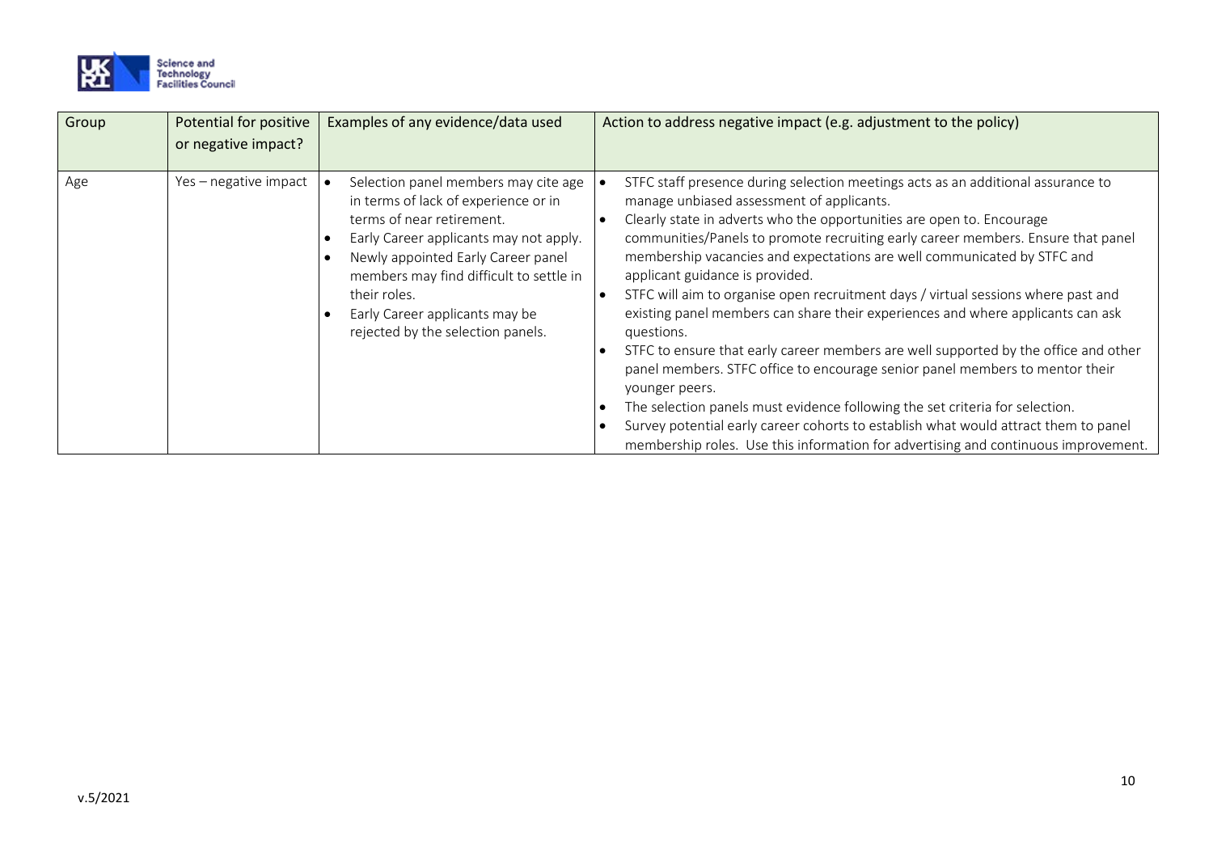| Group | Potential for positive or negative impact? | Examples of any evidence/data used | Action to address negative impact (e.g. adjustment to the policy) |
|---|---|---|---|
| Age | Yes – negative impact | • Selection panel members may cite age in terms of lack of experience or in terms of near retirement.<br>• Early Career applicants may not apply.<br>• Newly appointed Early Career panel members may find difficult to settle in their roles.<br>• Early Career applicants may be rejected by the selection panels. | • STFC staff presence during selection meetings acts as an additional assurance to manage unbiased assessment of applicants.<br>• Clearly state in adverts who the opportunities are open to. Encourage communities/Panels to promote recruiting early career members. Ensure that panel membership vacancies and expectations are well communicated by STFC and applicant guidance is provided.<br>• STFC will aim to organise open recruitment days / virtual sessions where past and existing panel members can share their experiences and where applicants can ask questions.<br>• STFC to ensure that early career members are well supported by the office and other panel members. STFC office to encourage senior panel members to mentor their younger peers.<br>• The selection panels must evidence following the set criteria for selection.<br>• Survey potential early career cohorts to establish what would attract them to panel membership roles. Use this information for advertising and continuous improvement. |

v.5/2021